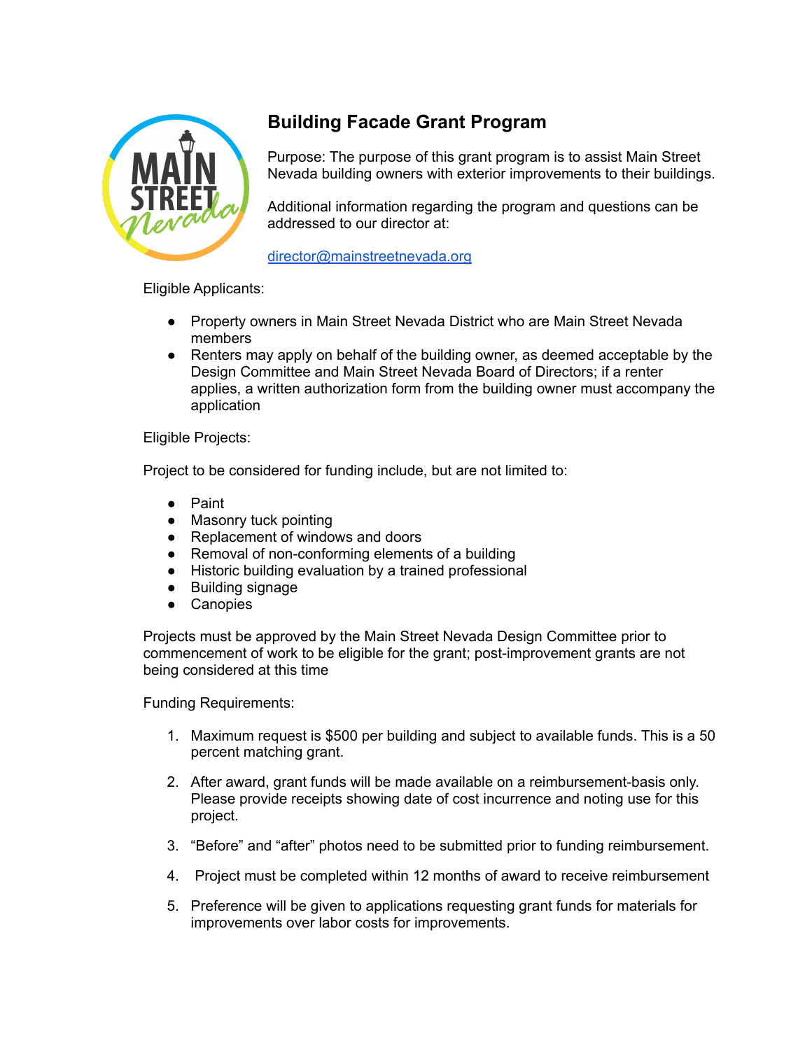# Building Facade Grant Program

Purpose: The purpose of this grant program is to assist Main Street Nevada building owners with exterior improvements to their buildings.

Additional information regarding the program and questions can be addressed to our director at:

director@mainstreetnevada.org

Eligible Applicants:

- Property owners in Main Street Nevada District who are Main Street Nevada members
- Renters may apply on behalf of the building owner, as deemed acceptable by the Design Committee and Main Street Nevada Board of Directors; if a renter applies, a written authorization form from the building owner must accompany the application

Eligible Projects:

Project to be considered for funding include, but are not limited to:

- Paint
- Masonry tuck pointing
- Replacement of windows and doors
- Removal of non-conforming elements of a building
- Historic building evaluation by a trained professional
- Building signage
- Canopies

Projects must be approved by the Main Street Nevada Design Committee prior to commencement of work to be eligible for the grant; post-improvement grants are not being considered at this time

Funding Requirements:

1. Maximum request is $500 per building and subject to available funds. This is a 50 percent matching grant.

2. After award, grant funds will be made available on a reimbursement-basis only. Please provide receipts showing date of cost incurrence and noting use for this project.

3. "Before" and "after" photos need to be submitted prior to funding reimbursement.

4. Project must be completed within 12 months of award to receive reimbursement

5. Preference will be given to applications requesting grant funds for materials for improvements over labor costs for improvements.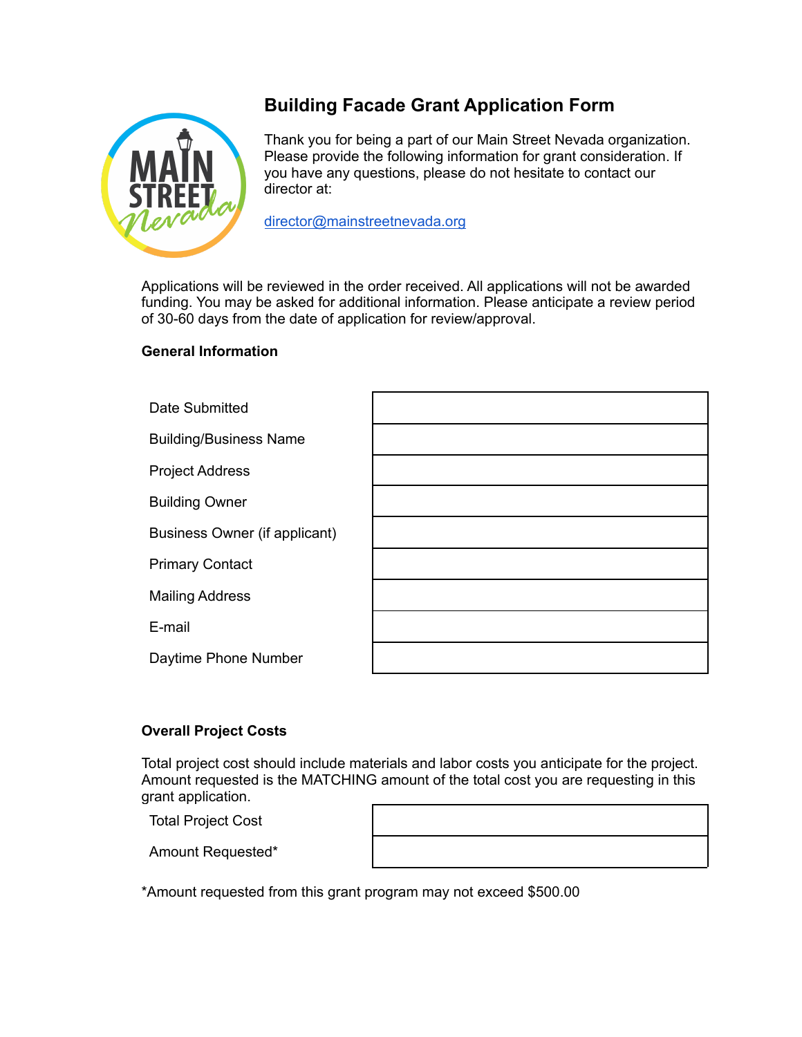# Building Facade Grant Application Form

Thank you for being a part of our Main Street Nevada organization. Please provide the following information for grant consideration. If you have any questions, please do not hesitate to contact our director at:

director@mainstreetnevada.org

Applications will be reviewed in the order received. All applications will not be awarded funding. You may be asked for additional information. Please anticipate a review period of 30-60 days from the date of application for review/approval.

### General Information

| | |
|---|---|
| Date Submitted | |
| Building/Business Name | |
| Project Address | |
| Building Owner | |
| Business Owner (if applicant) | |
| Primary Contact | |
| Mailing Address | |
| E-mail | |
| Daytime Phone Number | |

### Overall Project Costs

Total project cost should include materials and labor costs you anticipate for the project. Amount requested is the MATCHING amount of the total cost you are requesting in this grant application.

| | |
|---|---|
| Total Project Cost | |
| Amount Requested* | |

*Amount requested from this grant program may not exceed $500.00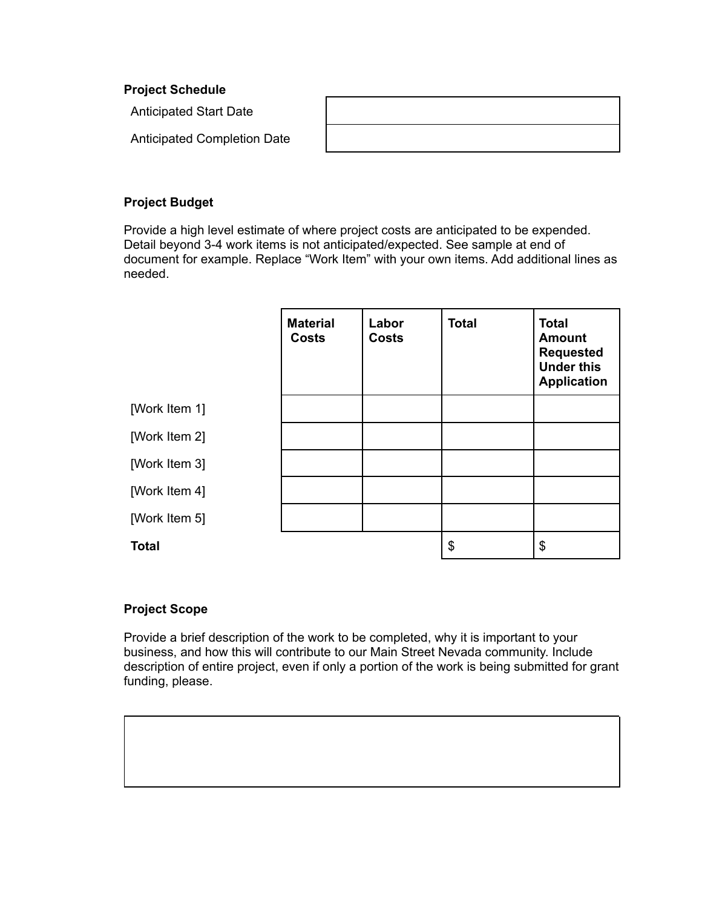**Project Schedule**

| | |
|---|---|
| Anticipated Start Date | |
| Anticipated Completion Date | |

**Project Budget**

Provide a high level estimate of where project costs are anticipated to be expended. Detail beyond 3-4 work items is not anticipated/expected. See sample at end of document for example. Replace “Work Item” with your own items. Add additional lines as needed.

| | Material Costs | Labor Costs | Total | Total Amount Requested Under this Application |
|---|---|---|---|---|
| [Work Item 1] | | | | |
| [Work Item 2] | | | | |
| [Work Item 3] | | | | |
| [Work Item 4] | | | | |
| [Work Item 5] | | | | |
| **Total** | | | $ | $ |

**Project Scope**

Provide a brief description of the work to be completed, why it is important to your business, and how this will contribute to our Main Street Nevada community. Include description of entire project, even if only a portion of the work is being submitted for grant funding, please.

| |
|---|
| |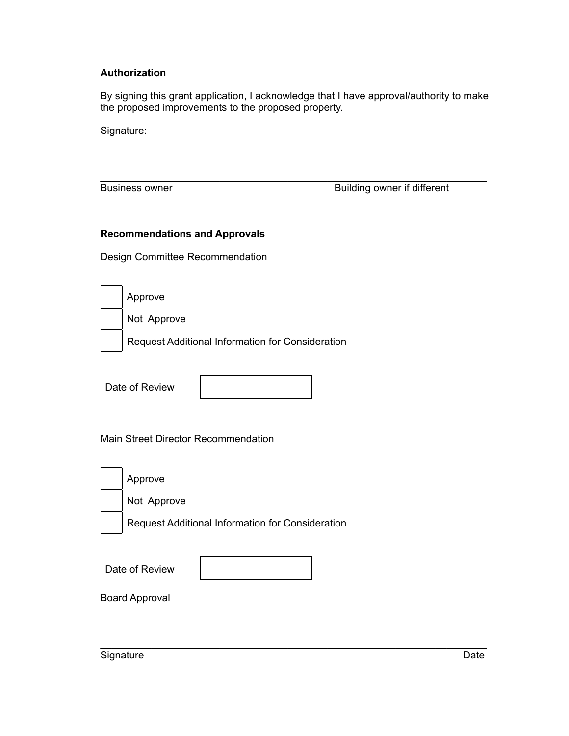**Authorization**

By signing this grant application, I acknowledge that I have approval/authority to make the proposed improvements to the proposed property.

Signature:

\_\_\_\_\_\_\_\_\_\_\_\_\_\_\_\_\_\_\_\_\_\_\_\_\_\_\_\_\_\_\_\_\_\_\_\_\_\_\_\_\_\_\_\_\_\_\_\_\_\_\_\_\_\_\_\_\_\_\_\_\_\_

Business owner                                        Building owner if different

**Recommendations and Approvals**

Design Committee Recommendation

- ☐ Approve
- ☐ Not Approve
- ☐ Request Additional Information for Consideration

Date of Review ☐

Main Street Director Recommendation

- ☐ Approve
- ☐ Not Approve
- ☐ Request Additional Information for Consideration

Date of Review ☐

Board Approval

\_\_\_\_\_\_\_\_\_\_\_\_\_\_\_\_\_\_\_\_\_\_\_\_\_\_\_\_\_\_\_\_\_\_\_\_\_\_\_\_\_\_\_\_\_\_\_\_\_\_\_\_\_\_\_\_\_\_\_\_\_\_

Signature                                                                                    Date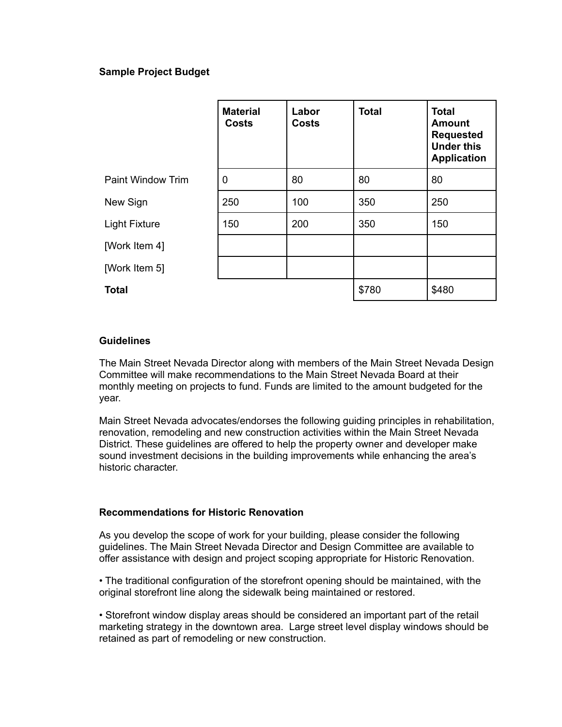**Sample Project Budget**

| | Material Costs | Labor Costs | Total | Total Amount Requested Under this Application |
|---|---|---|---|---|
| Paint Window Trim | 0 | 80 | 80 | 80 |
| New Sign | 250 | 100 | 350 | 250 |
| Light Fixture | 150 | 200 | 350 | 150 |
| [Work Item 4] | | | | |
| [Work Item 5] | | | | |
| **Total** | | | $780 | $480 |

**Guidelines**

The Main Street Nevada Director along with members of the Main Street Nevada Design Committee will make recommendations to the Main Street Nevada Board at their monthly meeting on projects to fund. Funds are limited to the amount budgeted for the year.

Main Street Nevada advocates/endorses the following guiding principles in rehabilitation, renovation, remodeling and new construction activities within the Main Street Nevada District. These guidelines are offered to help the property owner and developer make sound investment decisions in the building improvements while enhancing the area's historic character.

**Recommendations for Historic Renovation**

As you develop the scope of work for your building, please consider the following guidelines. The Main Street Nevada Director and Design Committee are available to offer assistance with design and project scoping appropriate for Historic Renovation.

- The traditional configuration of the storefront opening should be maintained, with the original storefront line along the sidewalk being maintained or restored.

- Storefront window display areas should be considered an important part of the retail marketing strategy in the downtown area. Large street level display windows should be retained as part of remodeling or new construction.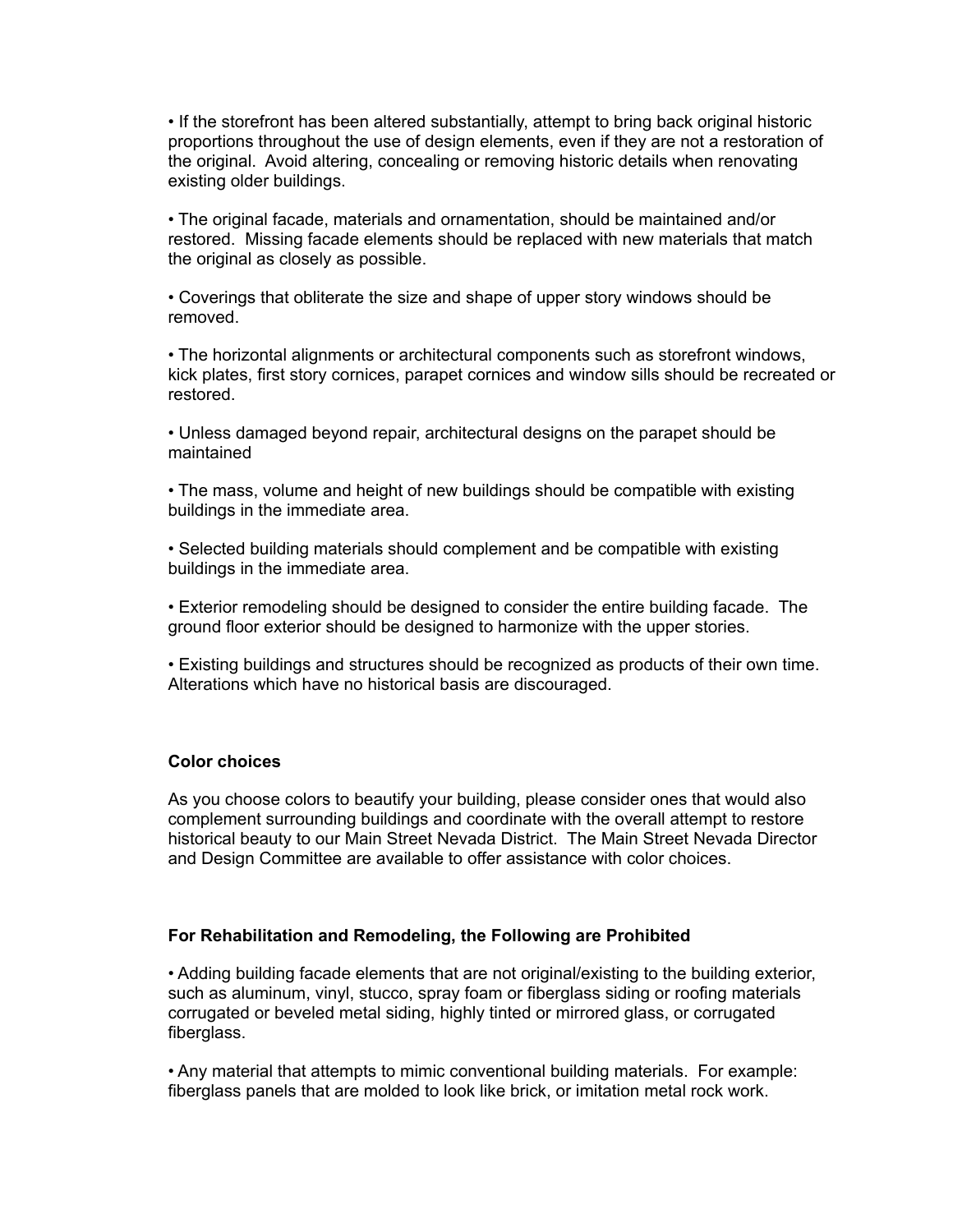- If the storefront has been altered substantially, attempt to bring back original historic proportions throughout the use of design elements, even if they are not a restoration of the original. Avoid altering, concealing or removing historic details when renovating existing older buildings.

- The original facade, materials and ornamentation, should be maintained and/or restored. Missing facade elements should be replaced with new materials that match the original as closely as possible.

- Coverings that obliterate the size and shape of upper story windows should be removed.

- The horizontal alignments or architectural components such as storefront windows, kick plates, first story cornices, parapet cornices and window sills should be recreated or restored.

- Unless damaged beyond repair, architectural designs on the parapet should be maintained

- The mass, volume and height of new buildings should be compatible with existing buildings in the immediate area.

- Selected building materials should complement and be compatible with existing buildings in the immediate area.

- Exterior remodeling should be designed to consider the entire building facade. The ground floor exterior should be designed to harmonize with the upper stories.

- Existing buildings and structures should be recognized as products of their own time. Alterations which have no historical basis are discouraged.

**Color choices**

As you choose colors to beautify your building, please consider ones that would also complement surrounding buildings and coordinate with the overall attempt to restore historical beauty to our Main Street Nevada District. The Main Street Nevada Director and Design Committee are available to offer assistance with color choices.

**For Rehabilitation and Remodeling, the Following are Prohibited**

- Adding building facade elements that are not original/existing to the building exterior, such as aluminum, vinyl, stucco, spray foam or fiberglass siding or roofing materials corrugated or beveled metal siding, highly tinted or mirrored glass, or corrugated fiberglass.

- Any material that attempts to mimic conventional building materials. For example: fiberglass panels that are molded to look like brick, or imitation metal rock work.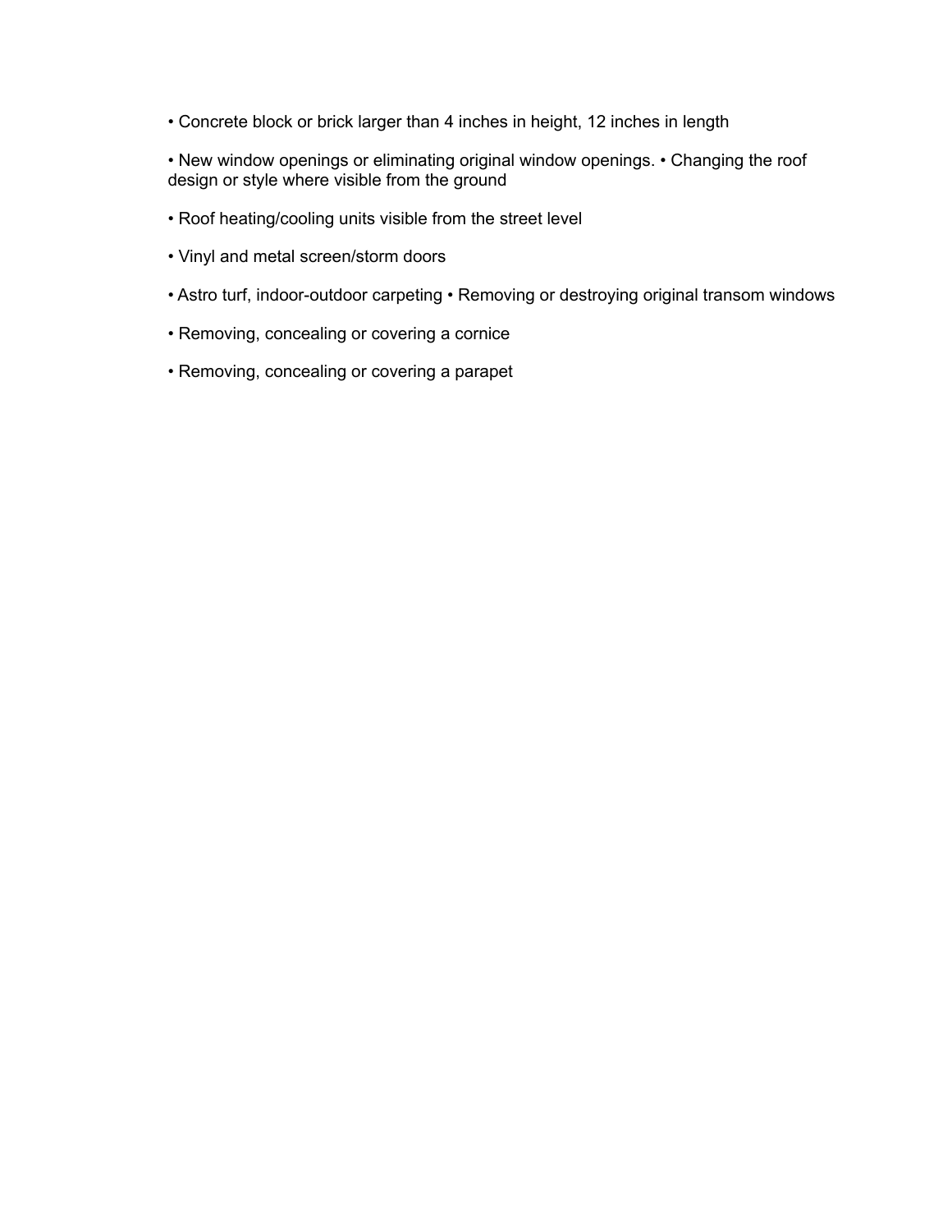• Concrete block or brick larger than 4 inches in height, 12 inches in length

• New window openings or eliminating original window openings. • Changing the roof design or style where visible from the ground

• Roof heating/cooling units visible from the street level

• Vinyl and metal screen/storm doors

• Astro turf, indoor-outdoor carpeting • Removing or destroying original transom windows

• Removing, concealing or covering a cornice

• Removing, concealing or covering a parapet